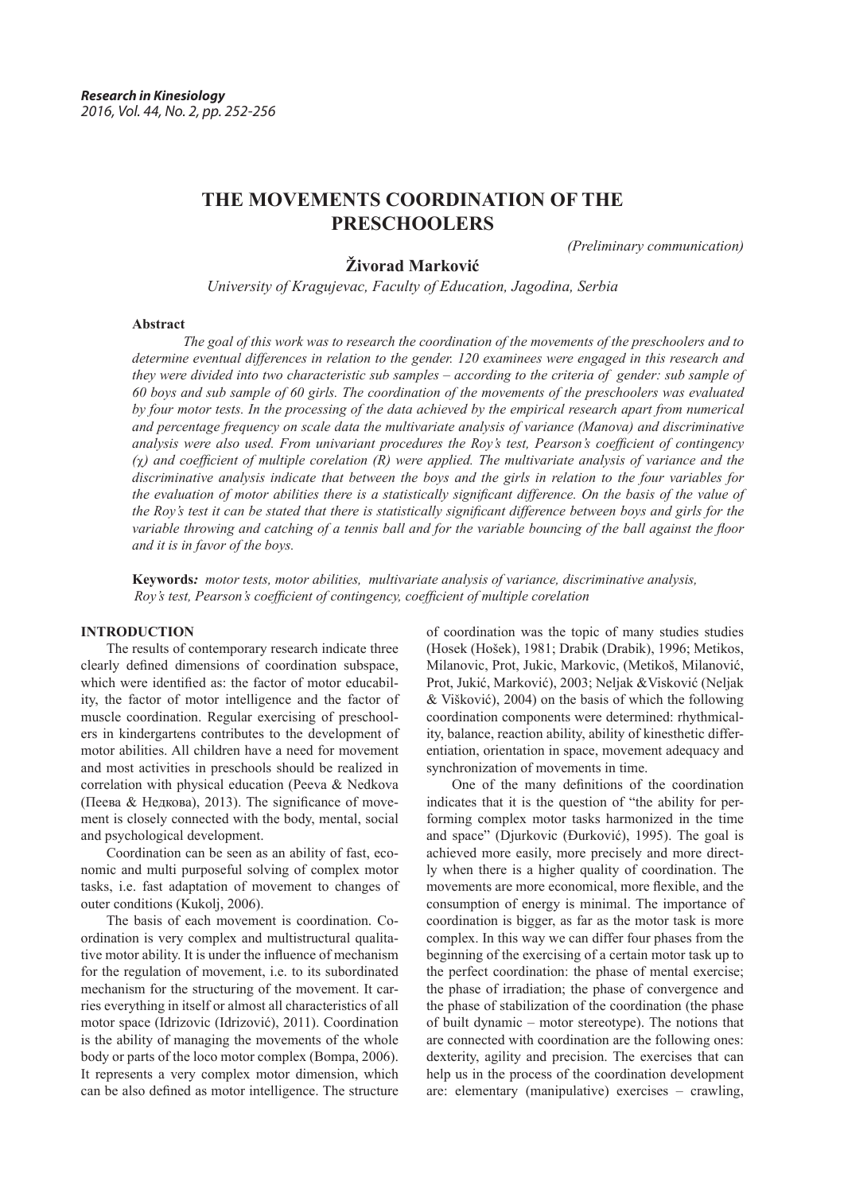*Research in Kinesiology*
*2016, Vol. 44, No. 2, pp. 252-256*

# THE MOVEMENTS COORDINATION OF THE PRESCHOOLERS

*(Preliminary communication)*

**Živorad Marković**

*University of Kragujevac, Faculty of Education, Jagodina, Serbia*

**Abstract**

*The goal of this work was to research the coordination of the movements of the preschoolers and to determine eventual differences in relation to the gender. 120 examinees were engaged in this research and they were divided into two characteristic sub samples – according to the criteria of gender: sub sample of 60 boys and sub sample of 60 girls. The coordination of the movements of the preschoolers was evaluated by four motor tests. In the processing of the data achieved by the empirical research apart from numerical and percentage frequency on scale data the multivariate analysis of variance (Manova) and discriminative analysis were also used. From univariant procedures the Roy's test, Pearson's coefficient of contingency (χ) and coefficient of multiple corelation (R) were applied. The multivariate analysis of variance and the discriminative analysis indicate that between the boys and the girls in relation to the four variables for the evaluation of motor abilities there is a statistically significant difference. On the basis of the value of the Roy's test it can be stated that there is statistically significant difference between boys and girls for the variable throwing and catching of a tennis ball and for the variable bouncing of the ball against the floor and it is in favor of the boys.*

**Keywords***: motor tests, motor abilities, multivariate analysis of variance, discriminative analysis, Roy's test, Pearson's coefficient of contingency, coefficient of multiple corelation*

## INTRODUCTION

The results of contemporary research indicate three clearly defined dimensions of coordination subspace, which were identified as: the factor of motor educability, the factor of motor intelligence and the factor of muscle coordination. Regular exercising of preschoolers in kindergartens contributes to the development of motor abilities. All children have a need for movement and most activities in preschools should be realized in correlation with physical education (Peeva & Nedkova (Пеева & Недкова), 2013). The significance of movement is closely connected with the body, mental, social and psychological development.

Coordination can be seen as an ability of fast, economic and multi purposeful solving of complex motor tasks, i.e. fast adaptation of movement to changes of outer conditions (Kukolj, 2006).

The basis of each movement is coordination. Coordination is very complex and multistructural qualitative motor ability. It is under the influence of mechanism for the regulation of movement, i.e. to its subordinated mechanism for the structuring of the movement. It carries everything in itself or almost all characteristics of all motor space (Idrizovic (Idrizović), 2011). Coordination is the ability of managing the movements of the whole body or parts of the loco motor complex (Bompa, 2006). It represents a very complex motor dimension, which can be also defined as motor intelligence. The structure of coordination was the topic of many studies studies (Hosek (Hošek), 1981; Drabik (Drabik), 1996; Metikos, Milanovic, Prot, Jukic, Markovic, (Metikoš, Milanović, Prot, Jukić, Marković), 2003; Neljak &Viskovic (Neljak & Višković), 2004) on the basis of which the following coordination components were determined: rhythmicality, balance, reaction ability, ability of kinesthetic differentiation, orientation in space, movement adequacy and synchronization of movements in time.

One of the many definitions of the coordination indicates that it is the question of "the ability for performing complex motor tasks harmonized in the time and space" (Djurkovic (Đurković), 1995). The goal is achieved more easily, more precisely and more directly when there is a higher quality of coordination. The movements are more economical, more flexible, and the consumption of energy is minimal. The importance of coordination is bigger, as far as the motor task is more complex. In this way we can differ four phases from the beginning of the exercising of a certain motor task up to the perfect coordination: the phase of mental exercise; the phase of irradiation; the phase of convergence and the phase of stabilization of the coordination (the phase of built dynamic – motor stereotype). The notions that are connected with coordination are the following ones: dexterity, agility and precision. The exercises that can help us in the process of the coordination development are: elementary (manipulative) exercises – crawling,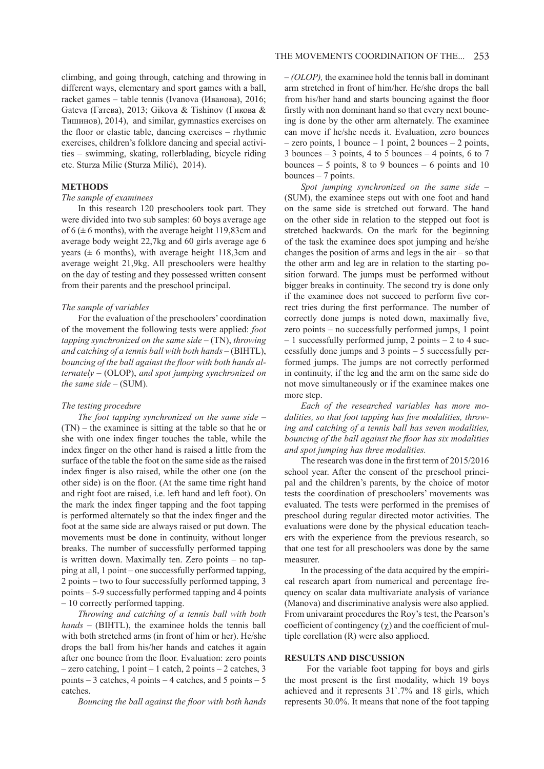climbing, and going through, catching and throwing in different ways, elementary and sport games with a ball, racket games – table tennis (Ivanova (Иванова), 2016; Gateva (Гатева), 2013; Gikova & Tishinov (Гикова & Тишинов), 2014), and similar, gymnastics exercises on the floor or elastic table, dancing exercises – rhythmic exercises, children's folklore dancing and special activities – swimming, skating, rollerblading, bicycle riding etc. Sturza Milic (Sturza Milić), 2014).

## METHODS

### *The sample of examinees*

In this research 120 preschoolers took part. They were divided into two sub samples: 60 boys average age of 6 (± 6 months), with the average height 119,83cm and average body weight 22,7kg and 60 girls average age 6 years (± 6 months), with average height 118,3cm and average weight 21,9kg. All preschoolers were healthy on the day of testing and they possessed written consent from their parents and the preschool principal.

### *The sample of variables*

For the evaluation of the preschoolers' coordination of the movement the following tests were applied: *foot tapping synchronized on the same side* – (TN), *throwing and catching of a tennis ball with both hands* – (BIHTL), *bouncing of the ball against the floor with both hands alternately* – (OLOP), *and spot jumping synchronized on the same side* – (SUM).

### *The testing procedure*

*The foot tapping synchronized on the same side* – (TN) – the examinee is sitting at the table so that he or she with one index finger touches the table, while the index finger on the other hand is raised a little from the surface of the table the foot on the same side as the raised index finger is also raised, while the other one (on the other side) is on the floor. (At the same time right hand and right foot are raised, i.e. left hand and left foot). On the mark the index finger tapping and the foot tapping is performed alternately so that the index finger and the foot at the same side are always raised or put down. The movements must be done in continuity, without longer breaks. The number of successfully performed tapping is written down. Maximally ten. Zero points – no tapping at all, 1 point – one successfully performed tapping, 2 points – two to four successfully performed tapping, 3 points – 5-9 successfully performed tapping and 4 points – 10 correctly performed tapping.

*Throwing and catching of a tennis ball with both hands* – (BIHTL), the examinee holds the tennis ball with both stretched arms (in front of him or her). He/she drops the ball from his/her hands and catches it again after one bounce from the floor. Evaluation: zero points – zero catching, 1 point – 1 catch, 2 points – 2 catches, 3 points – 3 catches, 4 points – 4 catches, and 5 points – 5 catches.

*Bouncing the ball against the floor with both hands – (OLOP),* the examinee hold the tennis ball in dominant arm stretched in front of him/her. He/she drops the ball from his/her hand and starts bouncing against the floor firstly with non dominant hand so that every next bouncing is done by the other arm alternately. The examinee can move if he/she needs it. Evaluation, zero bounces – zero points, 1 bounce – 1 point, 2 bounces – 2 points, 3 bounces – 3 points, 4 to 5 bounces – 4 points, 6 to 7 bounces – 5 points, 8 to 9 bounces – 6 points and 10 bounces – 7 points.

*Spot jumping synchronized on the same side* – (SUM), the examinee steps out with one foot and hand on the same side is stretched out forward. The hand on the other side in relation to the stepped out foot is stretched backwards. On the mark for the beginning of the task the examinee does spot jumping and he/she changes the position of arms and legs in the air – so that the other arm and leg are in relation to the starting position forward. The jumps must be performed without bigger breaks in continuity. The second try is done only if the examinee does not succeed to perform five correct tries during the first performance. The number of correctly done jumps is noted down, maximally five, zero points – no successfully performed jumps, 1 point – 1 successfully performed jump, 2 points – 2 to 4 successfully done jumps and 3 points – 5 successfully performed jumps. The jumps are not correctly performed in continuity, if the leg and the arm on the same side do not move simultaneously or if the examinee makes one more step.

*Each of the researched variables has more modalities, so that foot tapping has five modalities, throwing and catching of a tennis ball has seven modalities, bouncing of the ball against the floor has six modalities and spot jumping has three modalities.*

The research was done in the first term of 2015/2016 school year. After the consent of the preschool principal and the children's parents, by the choice of motor tests the coordination of preschoolers' movements was evaluated. The tests were performed in the premises of preschool during regular directed motor activities. The evaluations were done by the physical education teachers with the experience from the previous research, so that one test for all preschoolers was done by the same measurer.

In the processing of the data acquired by the empirical research apart from numerical and percentage frequency on scalar data multivariate analysis of variance (Manova) and discriminative analysis were also applied. From univaraint procedures the Roy's test, the Pearson's coefficient of contingency ($\chi$) and the coefficient of multiple corellation (R) were also applioed.

## RESULTS AND DISCUSSION

For the variable foot tapping for boys and girls the most present is the first modality, which 19 boys achieved and it represents 31`.7% and 18 girls, which represents 30.0%. It means that none of the foot tapping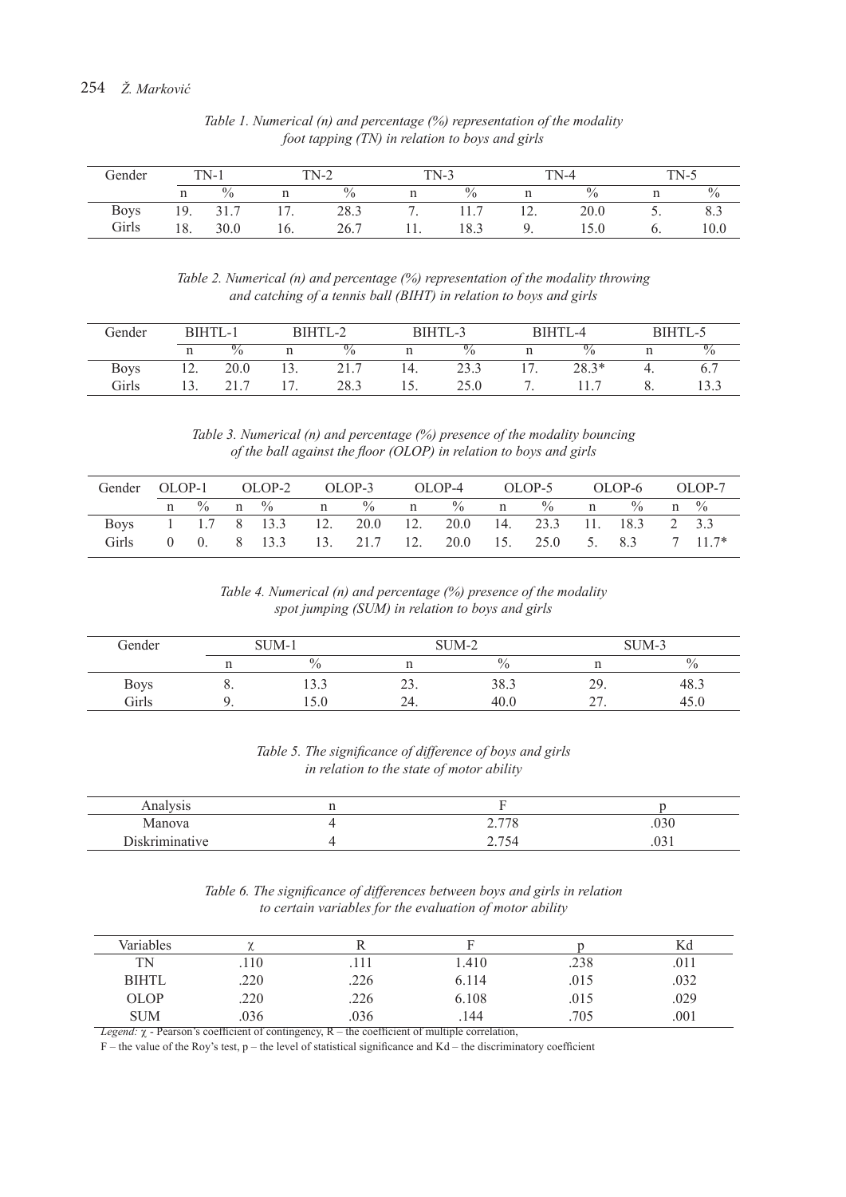*Table 1. Numerical (n) and percentage (%) representation of the modality foot tapping (TN) in relation to boys and girls*

| Gender | TN-1 | | TN-2 | | TN-3 | | TN-4 | | TN-5 | |
|---|---|---|---|---|---|---|---|---|---|---|
| | n | % | n | % | n | % | n | % | n | % |
| Boys | 19. | 31.7 | 17. | 28.3 | 7. | 11.7 | 12. | 20.0 | 5. | 8.3 |
| Girls | 18. | 30.0 | 16. | 26.7 | 11. | 18.3 | 9. | 15.0 | 6. | 10.0 |

*Table 2. Numerical (n) and percentage (%) representation of the modality throwing and catching of a tennis ball (BIHT) in relation to boys and girls*

| Gender | BIHTL-1 | | BIHTL-2 | | BIHTL-3 | | BIHTL-4 | | BIHTL-5 | |
|---|---|---|---|---|---|---|---|---|---|---|
| | n | % | n | % | n | % | n | % | n | % |
| Boys | 12. | 20.0 | 13. | 21.7 | 14. | 23.3 | 17. | 28.3* | 4. | 6.7 |
| Girls | 13. | 21.7 | 17. | 28.3 | 15. | 25.0 | 7. | 11.7 | 8. | 13.3 |

*Table 3. Numerical (n) and percentage (%) presence of the modality bouncing of the ball against the floor (OLOP) in relation to boys and girls*

| Gender | OLOP-1 | | OLOP-2 | | OLOP-3 | | OLOP-4 | | OLOP-5 | | OLOP-6 | | OLOP-7 | |
|---|---|---|---|---|---|---|---|---|---|---|---|---|---|---|
| | n | % | n | % | n | % | n | % | n | % | n | % | n | % |
| Boys | 1 | 1.7 | 8 | 13.3 | 12. | 20.0 | 12. | 20.0 | 14. | 23.3 | 11. | 18.3 | 2 | 3.3 |
| Girls | 0 | 0. | 8 | 13.3 | 13. | 21.7 | 12. | 20.0 | 15. | 25.0 | 5. | 8.3 | 7 | 11.7* |

*Table 4. Numerical (n) and percentage (%) presence of the modality spot jumping (SUM) in relation to boys and girls*

| Gender | SUM-1 | | SUM-2 | | SUM-3 | |
|---|---|---|---|---|---|---|
| | n | % | n | % | n | % |
| Boys | 8. | 13.3 | 23. | 38.3 | 29. | 48.3 |
| Girls | 9. | 15.0 | 24. | 40.0 | 27. | 45.0 |

*Table 5. The significance of difference of boys and girls in relation to the state of motor ability*

| Analysis | n | F | p |
|---|---|---|---|
| Manova | 4 | 2.778 | .030 |
| Diskriminative | 4 | 2.754 | .031 |

*Table 6. The significance of differences between boys and girls in relation to certain variables for the evaluation of motor ability*

| Variables | χ | R | F | p | Kd |
|---|---|---|---|---|---|
| TN | .110 | .111 | 1.410 | .238 | .011 |
| BIHTL | .220 | .226 | 6.114 | .015 | .032 |
| OLOP | .220 | .226 | 6.108 | .015 | .029 |
| SUM | .036 | .036 | .144 | .705 | .001 |

*Legend:* χ - Pearson's coefficient of contingency, R – the coefficient of multiple correlation, F – the value of the Roy's test, p – the level of statistical significance and Kd – the discriminatory coefficient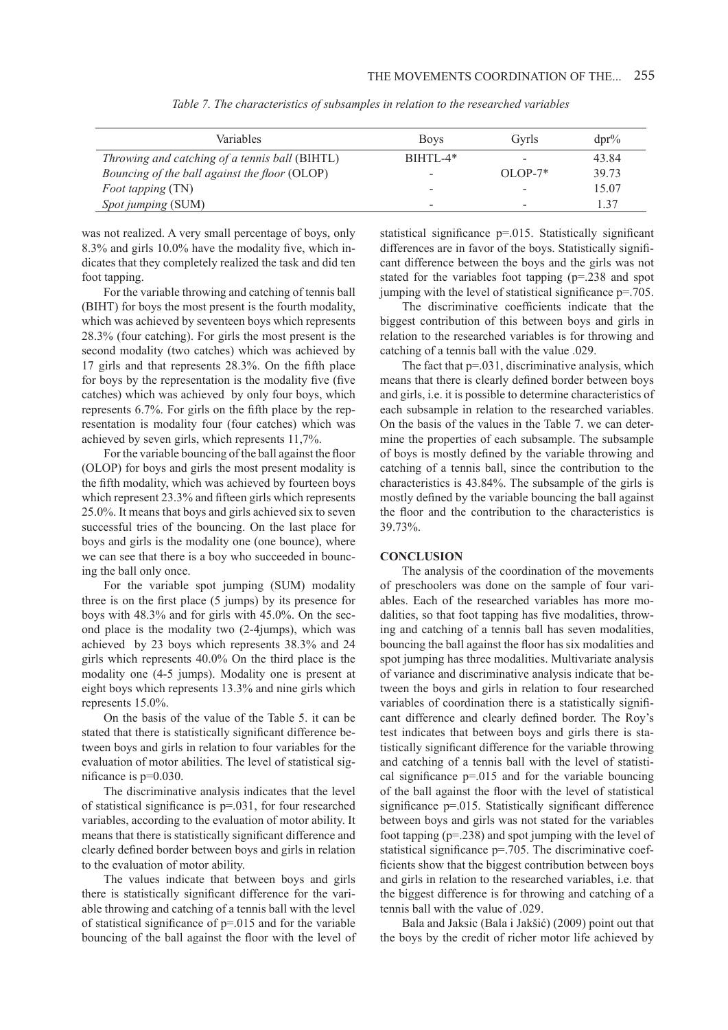*Table 7. The characteristics of subsamples in relation to the researched variables*

| Variables | Boys | Gyrls | dpr% |
|---|---|---|---|
| *Throwing and catching of a tennis ball* (BIHTL) | BIHTL-4* | - | 43.84 |
| *Bouncing of the ball against the floor* (OLOP) | - | OLOP-7* | 39.73 |
| *Foot tapping* (TN) | - | - | 15.07 |
| *Spot jumping* (SUM) | - | - | 1.37 |

was not realized. A very small percentage of boys, only 8.3% and girls 10.0% have the modality five, which indicates that they completely realized the task and did ten foot tapping.

For the variable throwing and catching of tennis ball (BIHT) for boys the most present is the fourth modality, which was achieved by seventeen boys which represents 28.3% (four catching). For girls the most present is the second modality (two catches) which was achieved by 17 girls and that represents 28.3%. On the fifth place for boys by the representation is the modality five (five catches) which was achieved by only four boys, which represents 6.7%. For girls on the fifth place by the representation is modality four (four catches) which was achieved by seven girls, which represents 11,7%.

For the variable bouncing of the ball against the floor (OLOP) for boys and girls the most present modality is the fifth modality, which was achieved by fourteen boys which represent 23.3% and fifteen girls which represents 25.0%. It means that boys and girls achieved six to seven successful tries of the bouncing. On the last place for boys and girls is the modality one (one bounce), where we can see that there is a boy who succeeded in bouncing the ball only once.

For the variable spot jumping (SUM) modality three is on the first place (5 jumps) by its presence for boys with 48.3% and for girls with 45.0%. On the second place is the modality two (2-4jumps), which was achieved by 23 boys which represents 38.3% and 24 girls which represents 40.0% On the third place is the modality one (4-5 jumps). Modality one is present at eight boys which represents 13.3% and nine girls which represents 15.0%.

On the basis of the value of the Table 5. it can be stated that there is statistically significant difference between boys and girls in relation to four variables for the evaluation of motor abilities. The level of statistical significance is $p=0.030$.

The discriminative analysis indicates that the level of statistical significance is $p=.031$, for four researched variables, according to the evaluation of motor ability. It means that there is statistically significant difference and clearly defined border between boys and girls in relation to the evaluation of motor ability.

The values indicate that between boys and girls there is statistically significant difference for the variable throwing and catching of a tennis ball with the level of statistical significance of $p=.015$ and for the variable bouncing of the ball against the floor with the level of statistical significance $p=.015$. Statistically significant differences are in favor of the boys. Statistically significant difference between the boys and the girls was not stated for the variables foot tapping ($p=.238$ and spot jumping with the level of statistical significance $p=.705$.

The discriminative coefficients indicate that the biggest contribution of this between boys and girls in relation to the researched variables is for throwing and catching of a tennis ball with the value .029.

The fact that $p=.031$, discriminative analysis, which means that there is clearly defined border between boys and girls, i.e. it is possible to determine characteristics of each subsample in relation to the researched variables. On the basis of the values in the Table 7. we can determine the properties of each subsample. The subsample of boys is mostly defined by the variable throwing and catching of a tennis ball, since the contribution to the characteristics is 43.84%. The subsample of the girls is mostly defined by the variable bouncing the ball against the floor and the contribution to the characteristics is 39.73%.

## CONCLUSION

The analysis of the coordination of the movements of preschoolers was done on the sample of four variables. Each of the researched variables has more modalities, so that foot tapping has five modalities, throwing and catching of a tennis ball has seven modalities, bouncing the ball against the floor has six modalities and spot jumping has three modalities. Multivariate analysis of variance and discriminative analysis indicate that between the boys and girls in relation to four researched variables of coordination there is a statistically significant difference and clearly defined border. The Roy's test indicates that between boys and girls there is statistically significant difference for the variable throwing and catching of a tennis ball with the level of statistical significance $p=.015$ and for the variable bouncing of the ball against the floor with the level of statistical significance $p=.015$. Statistically significant difference between boys and girls was not stated for the variables foot tapping ($p=.238$) and spot jumping with the level of statistical significance $p=.705$. The discriminative coefficients show that the biggest contribution between boys and girls in relation to the researched variables, i.e. that the biggest difference is for throwing and catching of a tennis ball with the value of .029.

Bala and Jaksic (Bala i Jakšić) (2009) point out that the boys by the credit of richer motor life achieved by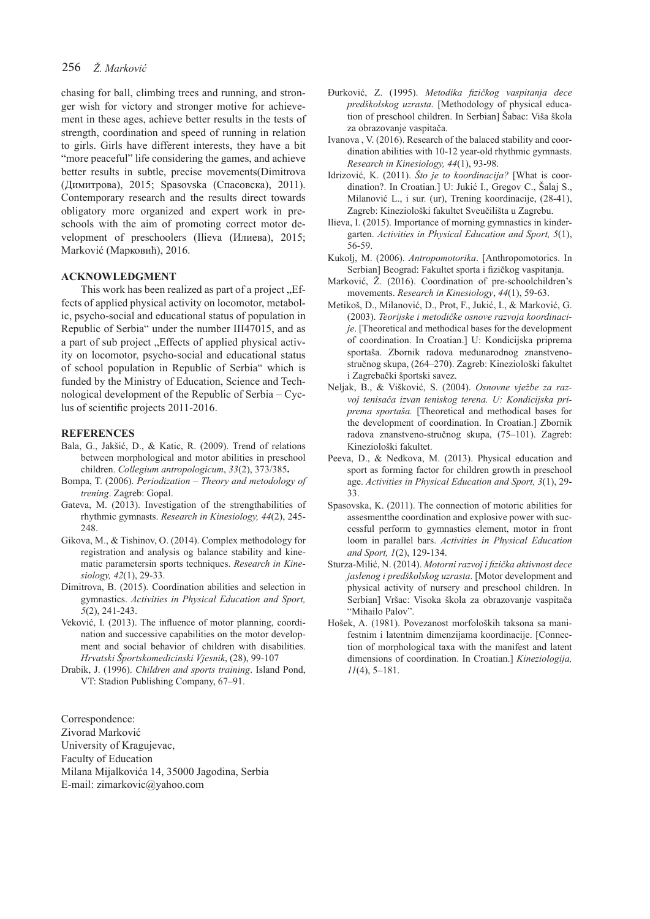chasing for ball, climbing trees and running, and stronger wish for victory and stronger motive for achievement in these ages, achieve better results in the tests of strength, coordination and speed of running in relation to girls. Girls have different interests, they have a bit "more peaceful" life considering the games, and achieve better results in subtle, precise movements(Dimitrova (Димитрова), 2015; Spasovska (Спасовска), 2011). Contemporary research and the results direct towards obligatory more organized and expert work in preschools with the aim of promoting correct motor development of preschoolers (Ilieva (Илиева), 2015; Marković (Марковић), 2016.

## ACKNOWLEDGMENT

This work has been realized as part of a project „Effects of applied physical activity on locomotor, metabolic, psycho-social and educational status of population in Republic of Serbia" under the number III47015, and as a part of sub project „Effects of applied physical activity on locomotor, psycho-social and educational status of school population in Republic of Serbia" which is funded by the Ministry of Education, Science and Technological development of the Republic of Serbia – Cyclus of scientific projects 2011-2016.

## REFERENCES

Bala, G., Jakšić, D., & Katic, R. (2009). Trend of relations between morphological and motor abilities in preschool children. *Collegium antropologicum*, *33*(2), 373/385**.**

Bompa, T. (2006). *Periodization – Theory and metodology of trening*. Zagreb: Gopal.

Gateva, M. (2013). Investigation of the strengthabilities of rhythmic gymnasts. *Research in Kinesiology, 44*(2), 245-248.

Gikova, M., & Tishinov, O. (2014). Complex methodology for registration and analysis og balance stability and kinematic parametersin sports techniques. *Research in Kinesiology, 42*(1), 29-33.

Dimitrova, B. (2015). Coordination abilities and selection in gymnastics. *Activities in Physical Education and Sport, 5*(2), 241-243.

Veković, I. (2013). The influence of motor planning, coordination and successive capabilities on the motor development and social behavior of children with disabilities. *Hrvatski Športskomedicinski Vjesnik*, (28), 99-107

Drabik, J. (1996). *Children and sports training*. Island Pond, VT: Stadion Publishing Company, 67–91.

Đurković, Z. (1995). *Metodika fizičkog vaspitanja dece predškolskog uzrasta*. [Methodology of physical education of preschool children. In Serbian] Šabac: Viša škola za obrazovanje vaspitača.

Ivanova , V. (2016). Research of the balaced stability and coordination abilities with 10-12 year-old rhythmic gymnasts. *Research in Kinesiology, 44*(1), 93-98.

Idrizović, K. (2011). *Što je to koordinacija?* [What is coordination?. In Croatian.] U: Jukić I., Gregov C., Šalaj S., Milanović L., i sur. (ur), Trening koordinacije, (28-41), Zagreb: Kineziološki fakultet Sveučilišta u Zagrebu.

Ilieva, I. (2015). Importance of morning gymnastics in kindergarten. *Activities in Physical Education and Sport, 5*(1), 56-59.

Kukolj, M. (2006). *Antropomotorika*. [Anthropomotorics. In Serbian] Beograd: Fakultet sporta i fizičkog vaspitanja.

Marković, Ž. (2016). Coordination of pre-schoolchildren's movements. *Research in Kinesiology*, *44*(1), 59-63.

Metikoš, D., Milanović, D., Prot, F., Jukić, I., & Marković, G. (2003). *Teorijske i metodičke osnove razvoja koordinacije*. [Theoretical and methodical bases for the development of coordination. In Croatian.] U: Kondicijska priprema sportaša. Zbornik radova međunarodnog znanstveno-stručnog skupa, (264–270). Zagreb: Kineziološki fakultet i Zagrebački športski savez.

Neljak, B., & Višković, S. (2004). *Osnovne vježbe za razvoj tenisača izvan teniskog terena. U: Kondicijska priprema sportaša.* [Theoretical and methodical bases for the development of coordination. In Croatian.] Zbornik radova znanstveno-stručnog skupa, (75–101). Zagreb: Kineziološki fakultet.

Peeva, D., & Nedkova, M. (2013). Physical education and sport as forming factor for children growth in preschool age. *Activities in Physical Education and Sport, 3*(1), 29-33.

Spasovska, K. (2011). The connection of motoric abilities for assesmentthe coordination and explosive power with successful perform to gymnastics element, motor in front loom in parallel bars. *Activities in Physical Education and Sport, 1*(2), 129-134.

Sturza-Milić, N. (2014). *Motorni razvoj i fizička aktivnost dece jaslenog i predškolskog uzrasta*. [Motor development and physical activity of nursery and preschool children. In Serbian] Vršac: Visoka škola za obrazovanje vaspitača "Mihailo Palov".

Hošek, A. (1981). Povezanost morfoloških taksona sa manifestnim i latentnim dimenzijama koordinacije. [Connection of morphological taxa with the manifest and latent dimensions of coordination. In Croatian.] *Kineziologija, 11*(4), 5–181.

Correspondence:
Zivorad Marković
University of Kragujevac,
Faculty of Education
Milana Mijalkovića 14, 35000 Jagodina, Serbia
E-mail: zimarkovic@yahoo.com